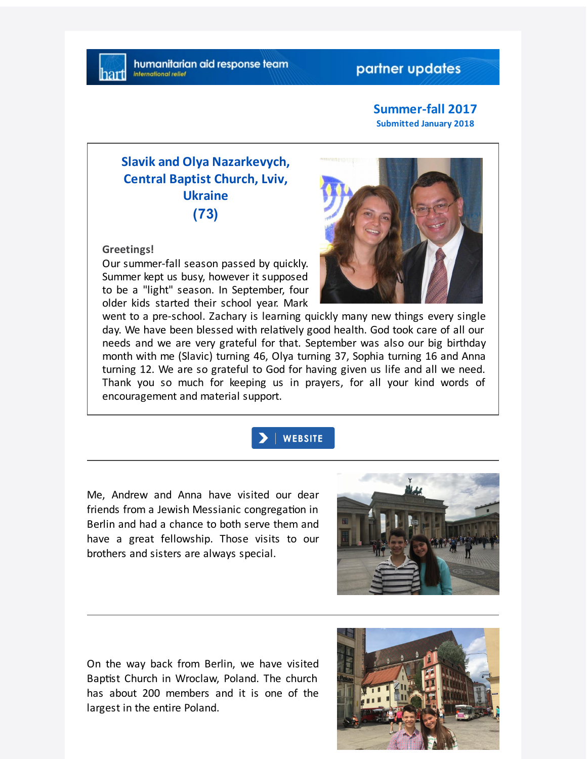humanitarian aid response team

international relief

partner updates

**Summer-fall 2017**

**Submitted January 2018**

## Slavik and Olya Nazarkevych, Central Baptist Church, Lviv, Ukraine (73)

**Greetings!**

Our summer-fall season passed by quickly. Summer kept us busy, however it supposed to be a "light" season. In September, four older kids started their school year. Mark went to a pre-school. Zachary is learning quickly many new things every single day. We have been blessed with relatively good health. God took care of all our needs and we are very grateful for that. September was also our big birthday month with me (Slavic) turning 46, Olya turning 37, Sophia turning 16 and Anna turning 12. We are so grateful to God for having given us life and all we need. Thank you so much for keeping us in prayers, for all your kind words of encouragement and material support.

WEBSITE

---

Me, Andrew and Anna have visited our dear friends from a Jewish Messianic congregation in Berlin and had a chance to both serve them and have a great fellowship. Those visits to our brothers and sisters are always special.

---

On the way back from Berlin, we have visited Baptist Church in Wroclaw, Poland. The church has about 200 members and it is one of the largest in the entire Poland.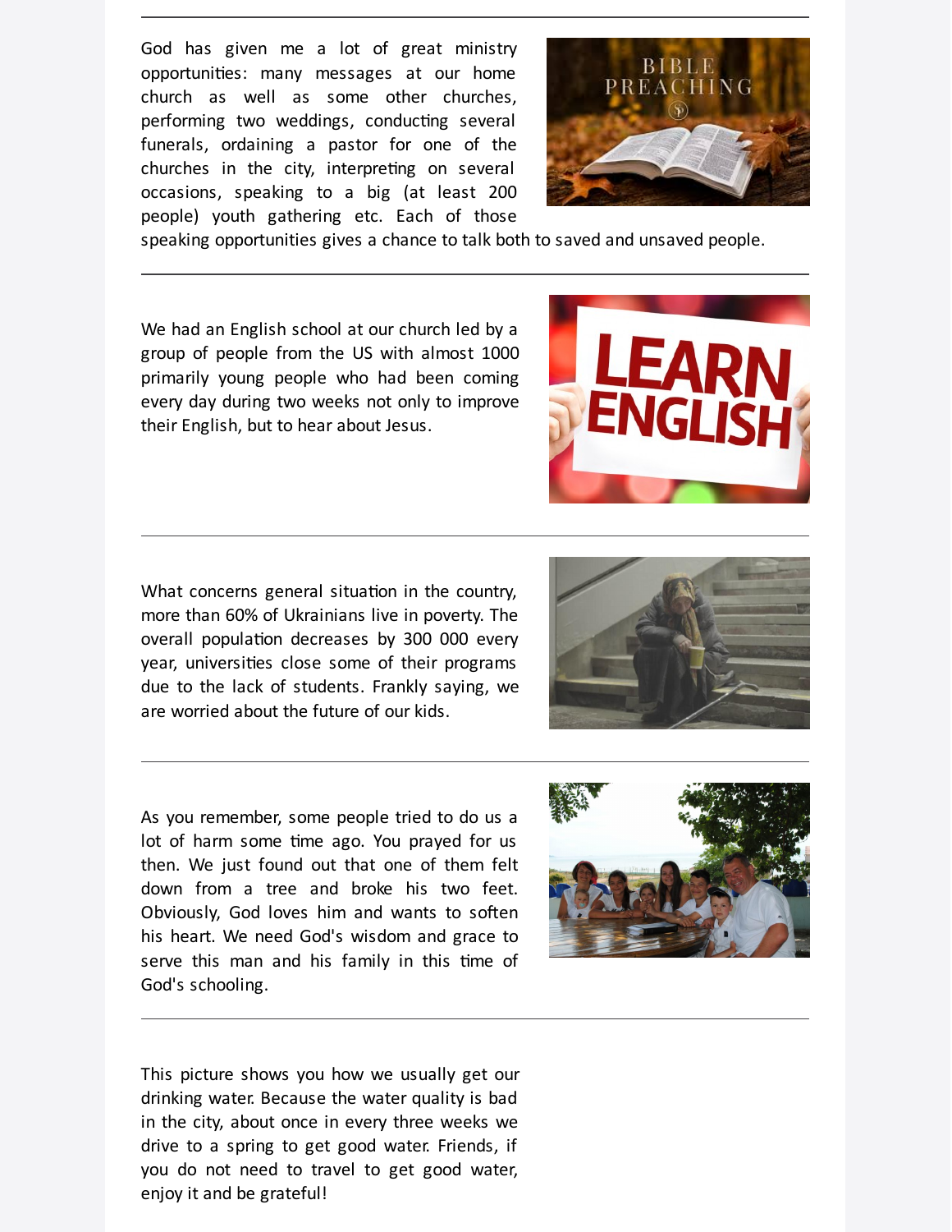---

God has given me a lot of great ministry opportunities: many messages at our home church as well as some other churches, performing two weddings, conducting several funerals, ordaining a pastor for one of the churches in the city, interpreting on several occasions, speaking to a big (at least 200 people) youth gathering etc. Each of those speaking opportunities gives a chance to talk both to saved and unsaved people.

---

We had an English school at our church led by a group of people from the US with almost 1000 primarily young people who had been coming every day during two weeks not only to improve their English, but to hear about Jesus.

---

What concerns general situation in the country, more than 60% of Ukrainians live in poverty. The overall population decreases by 300 000 every year, universities close some of their programs due to the lack of students. Frankly saying, we are worried about the future of our kids.

---

As you remember, some people tried to do us a lot of harm some time ago. You prayed for us then. We just found out that one of them felt down from a tree and broke his two feet. Obviously, God loves him and wants to soften his heart. We need God's wisdom and grace to serve this man and his family in this time of God's schooling.

---

This picture shows you how we usually get our drinking water. Because the water quality is bad in the city, about once in every three weeks we drive to a spring to get good water. Friends, if you do not need to travel to get good water, enjoy it and be grateful!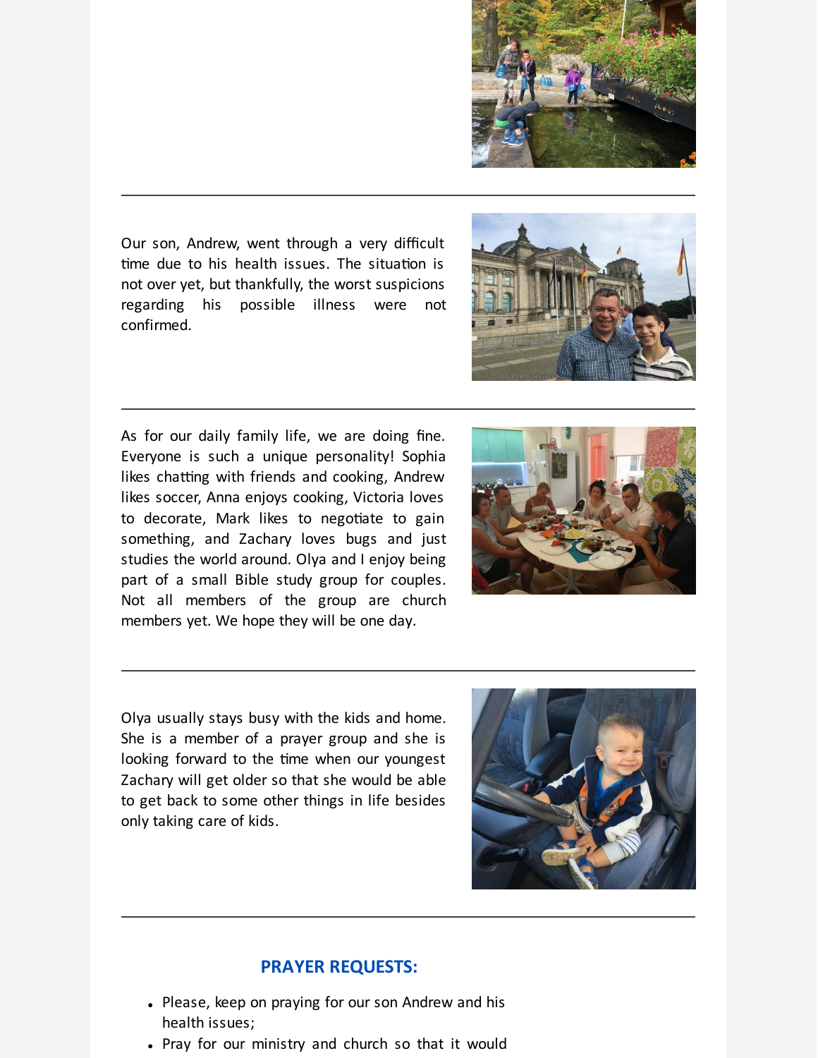---

Our son, Andrew, went through a very difficult time due to his health issues. The situation is not over yet, but thankfully, the worst suspicions regarding his possible illness were not confirmed.

---

As for our daily family life, we are doing fine. Everyone is such a unique personality! Sophia likes chatting with friends and cooking, Andrew likes soccer, Anna enjoys cooking, Victoria loves to decorate, Mark likes to negotiate to gain something, and Zachary loves bugs and just studies the world around. Olya and I enjoy being part of a small Bible study group for couples. Not all members of the group are church members yet. We hope they will be one day.

---

Olya usually stays busy with the kids and home. She is a member of a prayer group and she is looking forward to the time when our youngest Zachary will get older so that she would be able to get back to some other things in life besides only taking care of kids.

---

## PRAYER REQUESTS:

- Please, keep on praying for our son Andrew and his health issues;
- Pray for our ministry and church so that it would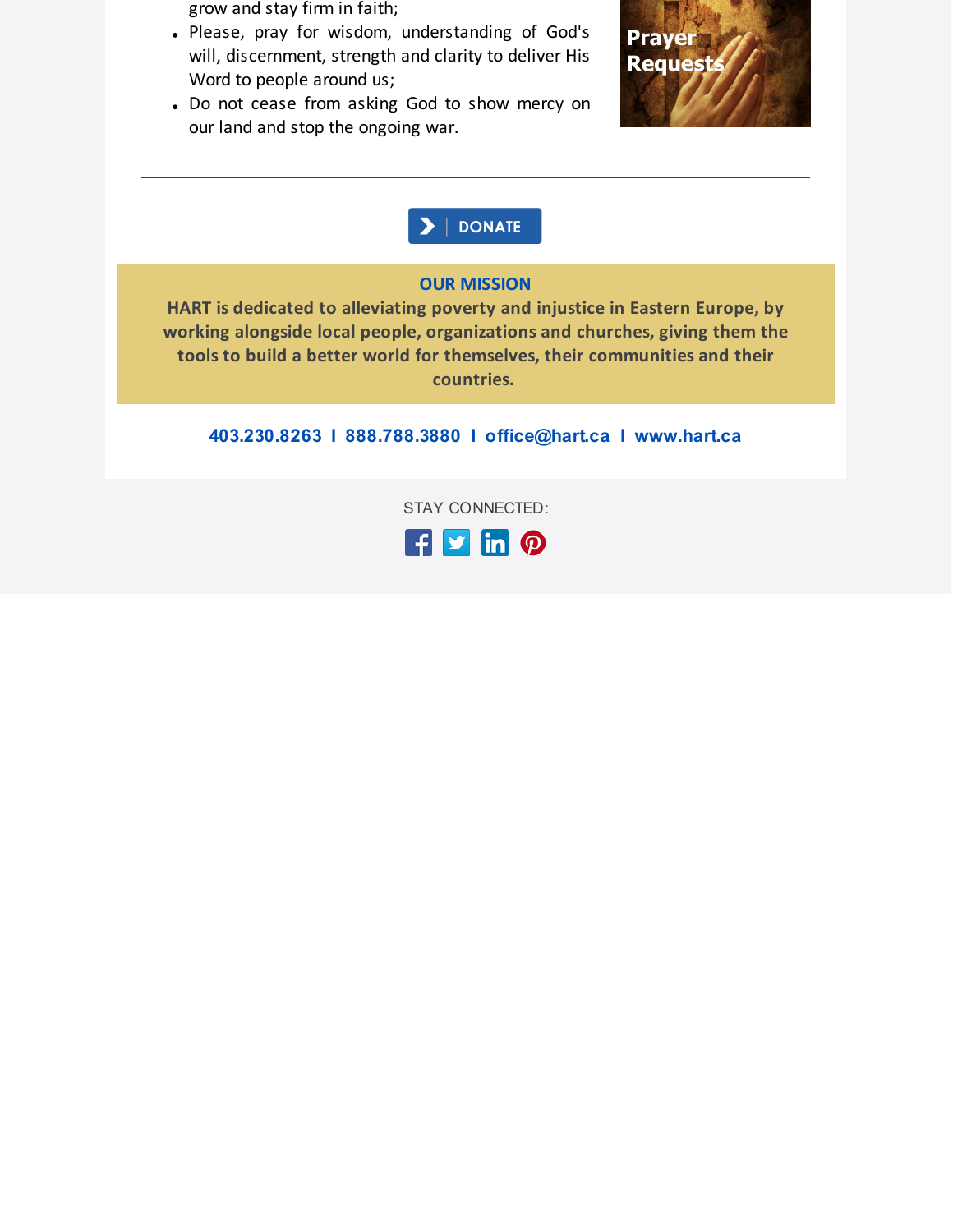grow and stay firm in faith;

- Please, pray for wisdom, understanding of God's will, discernment, strength and clarity to deliver His Word to people around us;
- Do not cease from asking God to show mercy on our land and stop the ongoing war.

---

DONATE

**OUR MISSION**

**HART is dedicated to alleviating poverty and injustice in Eastern Europe, by working alongside local people, organizations and churches, giving them the tools to build a better world for themselves, their communities and their countries.**

**403.230.8263 I 888.788.3880 I office@hart.ca I www.hart.ca**

STAY CONNECTED: